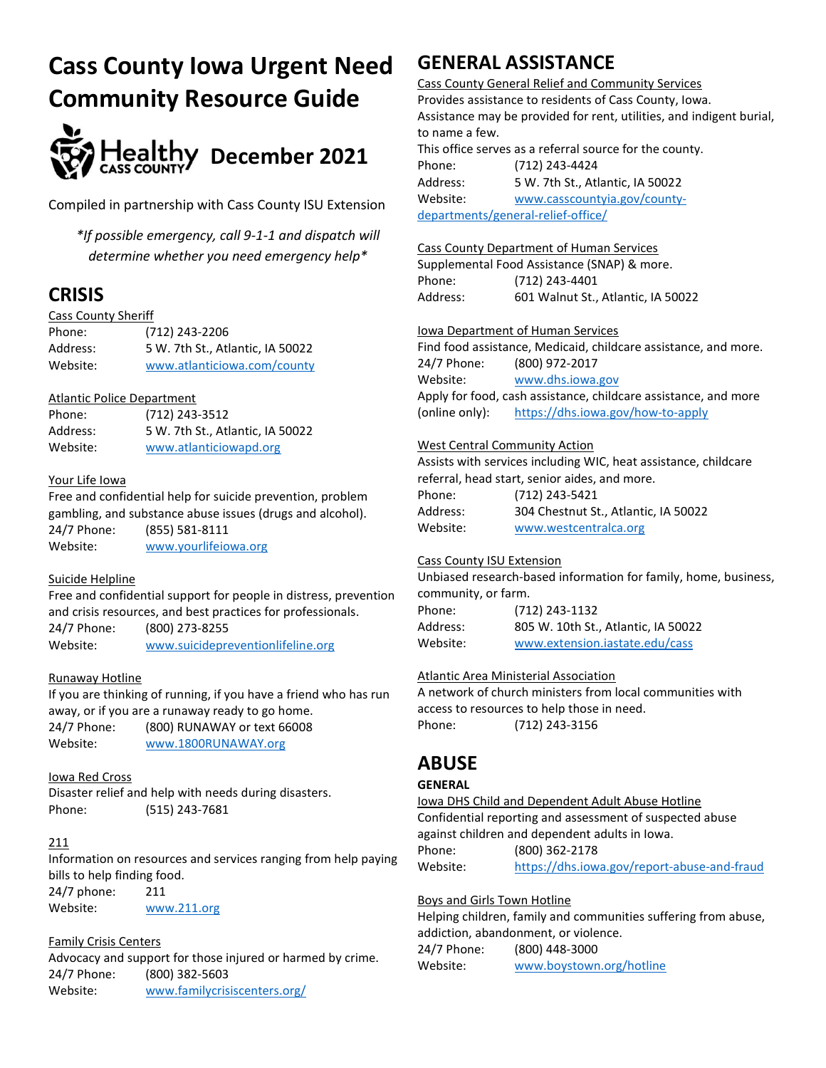# Cass County Iowa Urgent Need Community Resource Guide

Healthy CASS COUNTY **December 2021**

Compiled in partnership with Cass County ISU Extension

*\*If possible emergency, call 9-1-1 and dispatch will determine whether you need emergency help\**

## CRISIS

Cass County Sheriff
Phone: (712) 243-2206
Address: 5 W. 7th St., Atlantic, IA 50022
Website: www.atlanticiowa.com/county

Atlantic Police Department
Phone: (712) 243-3512
Address: 5 W. 7th St., Atlantic, IA 50022
Website: www.atlanticiowapd.org

Your Life Iowa
Free and confidential help for suicide prevention, problem gambling, and substance abuse issues (drugs and alcohol).
24/7 Phone: (855) 581-8111
Website: www.yourlifeiowa.org

Suicide Helpline
Free and confidential support for people in distress, prevention and crisis resources, and best practices for professionals.
24/7 Phone: (800) 273-8255
Website: www.suicidepreventionlifeline.org

Runaway Hotline
If you are thinking of running, if you have a friend who has run away, or if you are a runaway ready to go home.
24/7 Phone: (800) RUNAWAY or text 66008
Website: www.1800RUNAWAY.org

Iowa Red Cross
Disaster relief and help with needs during disasters.
Phone: (515) 243-7681

211
Information on resources and services ranging from help paying bills to help finding food.
24/7 phone: 211
Website: www.211.org

Family Crisis Centers
Advocacy and support for those injured or harmed by crime.
24/7 Phone: (800) 382-5603
Website: www.familycrisiscenters.org/

## GENERAL ASSISTANCE

Cass County General Relief and Community Services
Provides assistance to residents of Cass County, Iowa.
Assistance may be provided for rent, utilities, and indigent burial, to name a few.
This office serves as a referral source for the county.
Phone: (712) 243-4424
Address: 5 W. 7th St., Atlantic, IA 50022
Website: www.casscountyia.gov/county-departments/general-relief-office/

Cass County Department of Human Services
Supplemental Food Assistance (SNAP) & more.
Phone: (712) 243-4401
Address: 601 Walnut St., Atlantic, IA 50022

Iowa Department of Human Services
Find food assistance, Medicaid, childcare assistance, and more.
24/7 Phone: (800) 972-2017
Website: www.dhs.iowa.gov
Apply for food, cash assistance, childcare assistance, and more (online only): https://dhs.iowa.gov/how-to-apply

West Central Community Action
Assists with services including WIC, heat assistance, childcare referral, head start, senior aides, and more.
Phone: (712) 243-5421
Address: 304 Chestnut St., Atlantic, IA 50022
Website: www.westcentralca.org

Cass County ISU Extension
Unbiased research-based information for family, home, business, community, or farm.
Phone: (712) 243-1132
Address: 805 W. 10th St., Atlantic, IA 50022
Website: www.extension.iastate.edu/cass

Atlantic Area Ministerial Association
A network of church ministers from local communities with access to resources to help those in need.
Phone: (712) 243-3156

## ABUSE

### GENERAL

Iowa DHS Child and Dependent Adult Abuse Hotline
Confidential reporting and assessment of suspected abuse against children and dependent adults in Iowa.
Phone: (800) 362-2178
Website: https://dhs.iowa.gov/report-abuse-and-fraud

Boys and Girls Town Hotline
Helping children, family and communities suffering from abuse, addiction, abandonment, or violence.
24/7 Phone: (800) 448-3000
Website: www.boystown.org/hotline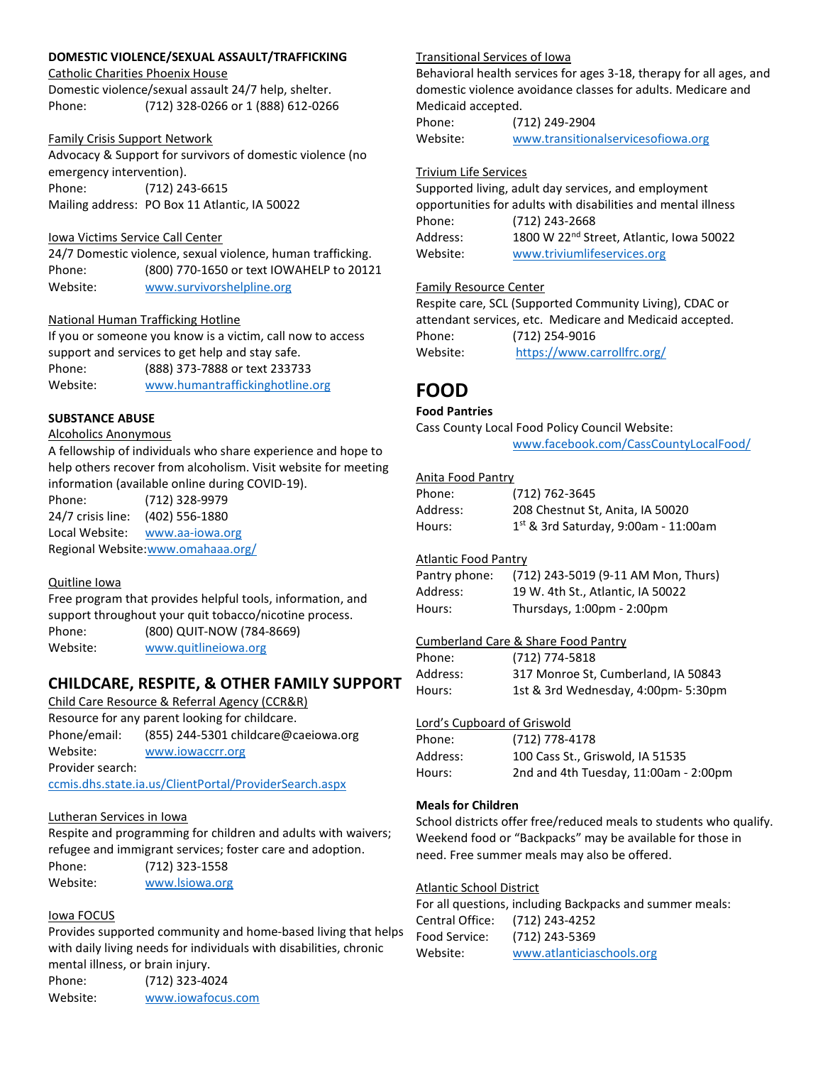**DOMESTIC VIOLENCE/SEXUAL ASSAULT/TRAFFICKING**

Catholic Charities Phoenix House
Domestic violence/sexual assault 24/7 help, shelter.
Phone: (712) 328-0266 or 1 (888) 612-0266

Family Crisis Support Network
Advocacy & Support for survivors of domestic violence (no emergency intervention).
Phone: (712) 243-6615
Mailing address: PO Box 11 Atlantic, IA 50022

Iowa Victims Service Call Center
24/7 Domestic violence, sexual violence, human trafficking.
Phone: (800) 770-1650 or text IOWAHELP to 20121
Website: www.survivorshelpline.org

National Human Trafficking Hotline
If you or someone you know is a victim, call now to access support and services to get help and stay safe.
Phone: (888) 373-7888 or text 233733
Website: www.humantraffickinghotline.org

**SUBSTANCE ABUSE**

Alcoholics Anonymous
A fellowship of individuals who share experience and hope to help others recover from alcoholism. Visit website for meeting information (available online during COVID-19).
Phone: (712) 328-9979
24/7 crisis line: (402) 556-1880
Local Website: www.aa-iowa.org
Regional Website: www.omahaaa.org/

Quitline Iowa
Free program that provides helpful tools, information, and support throughout your quit tobacco/nicotine process.
Phone: (800) QUIT-NOW (784-8669)
Website: www.quitlineiowa.org

## CHILDCARE, RESPITE, & OTHER FAMILY SUPPORT

Child Care Resource & Referral Agency (CCR&R)
Resource for any parent looking for childcare.
Phone/email: (855) 244-5301 childcare@caeiowa.org
Website: www.iowaccrr.org
Provider search:
ccmis.dhs.state.ia.us/ClientPortal/ProviderSearch.aspx

Lutheran Services in Iowa
Respite and programming for children and adults with waivers; refugee and immigrant services; foster care and adoption.
Phone: (712) 323-1558
Website: www.lsiowa.org

Iowa FOCUS
Provides supported community and home-based living that helps with daily living needs for individuals with disabilities, chronic mental illness, or brain injury.
Phone: (712) 323-4024
Website: www.iowafocus.com

Transitional Services of Iowa
Behavioral health services for ages 3-18, therapy for all ages, and domestic violence avoidance classes for adults. Medicare and Medicaid accepted.
Phone: (712) 249-2904
Website: www.transitionalservicesofiowa.org

Trivium Life Services
Supported living, adult day services, and employment opportunities for adults with disabilities and mental illness
Phone: (712) 243-2668
Address: 1800 W 22nd Street, Atlantic, Iowa 50022
Website: www.triviumlifeservices.org

Family Resource Center
Respite care, SCL (Supported Community Living), CDAC or attendant services, etc. Medicare and Medicaid accepted.
Phone: (712) 254-9016
Website: https://www.carrollfrc.org/

## FOOD

**Food Pantries**

Cass County Local Food Policy Council Website:
www.facebook.com/CassCountyLocalFood/

Anita Food Pantry
Phone: (712) 762-3645
Address: 208 Chestnut St, Anita, IA 50020
Hours: 1st & 3rd Saturday, 9:00am - 11:00am

Atlantic Food Pantry
Pantry phone: (712) 243-5019 (9-11 AM Mon, Thurs)
Address: 19 W. 4th St., Atlantic, IA 50022
Hours: Thursdays, 1:00pm - 2:00pm

Cumberland Care & Share Food Pantry
Phone: (712) 774-5818
Address: 317 Monroe St, Cumberland, IA 50843
Hours: 1st & 3rd Wednesday, 4:00pm- 5:30pm

Lord's Cupboard of Griswold
Phone: (712) 778-4178
Address: 100 Cass St., Griswold, IA 51535
Hours: 2nd and 4th Tuesday, 11:00am - 2:00pm

**Meals for Children**

School districts offer free/reduced meals to students who qualify. Weekend food or "Backpacks" may be available for those in need. Free summer meals may also be offered.

Atlantic School District
For all questions, including Backpacks and summer meals:
Central Office: (712) 243-4252
Food Service: (712) 243-5369
Website: www.atlanticiaschools.org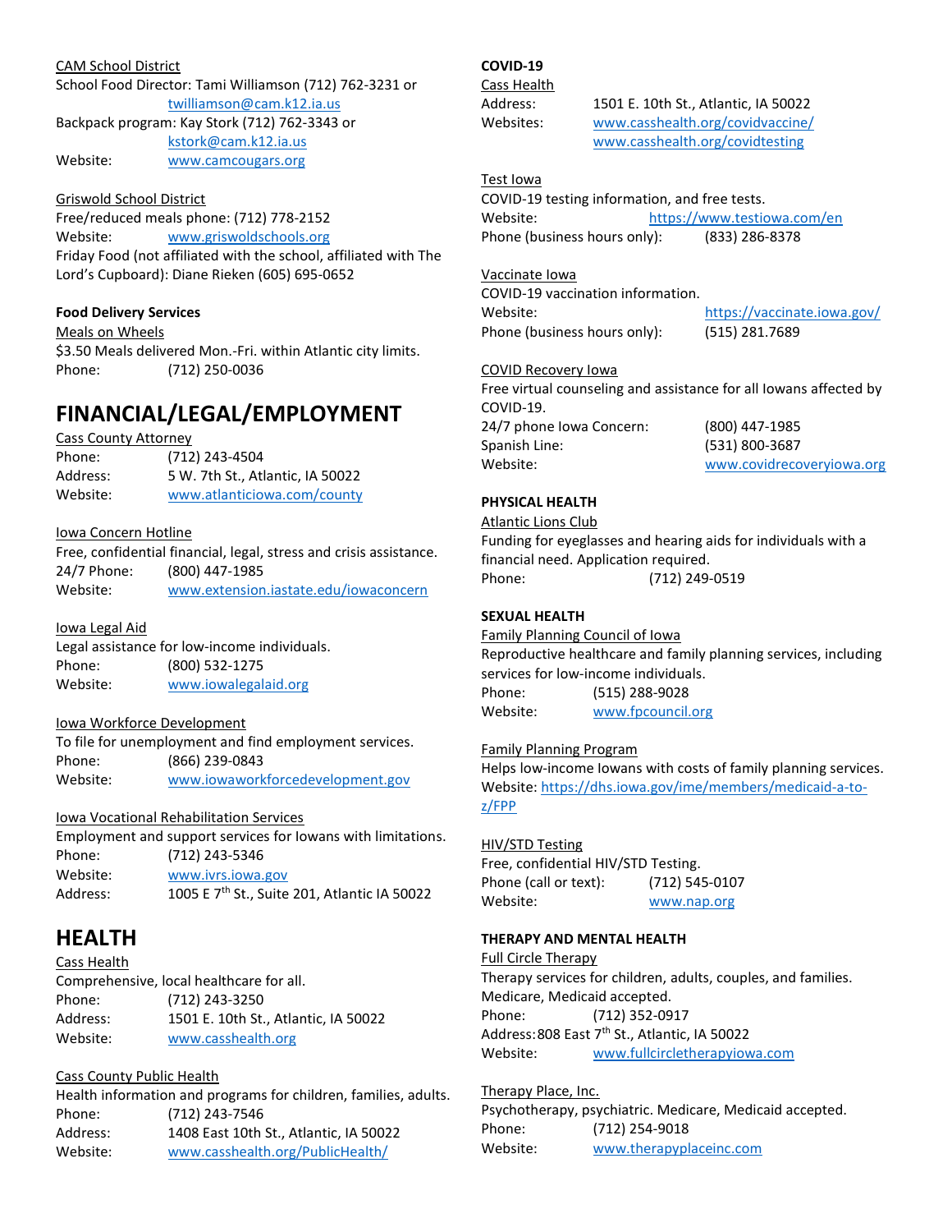CAM School District
School Food Director: Tami Williamson (712) 762-3231 or twilliamson@cam.k12.ia.us
Backpack program: Kay Stork (712) 762-3343 or kstork@cam.k12.ia.us
Website: www.camcougars.org

Griswold School District
Free/reduced meals phone: (712) 778-2152
Website: www.griswoldschools.org
Friday Food (not affiliated with the school, affiliated with The Lord's Cupboard): Diane Rieken (605) 695-0652

**Food Delivery Services**

Meals on Wheels
$3.50 Meals delivered Mon.-Fri. within Atlantic city limits.
Phone: (712) 250-0036

# FINANCIAL/LEGAL/EMPLOYMENT

Cass County Attorney
Phone: (712) 243-4504
Address: 5 W. 7th St., Atlantic, IA 50022
Website: www.atlanticiowa.com/county

Iowa Concern Hotline
Free, confidential financial, legal, stress and crisis assistance.
24/7 Phone: (800) 447-1985
Website: www.extension.iastate.edu/iowaconcern

Iowa Legal Aid
Legal assistance for low-income individuals.
Phone: (800) 532-1275
Website: www.iowalegalaid.org

Iowa Workforce Development
To file for unemployment and find employment services.
Phone: (866) 239-0843
Website: www.iowaworkforcedevelopment.gov

Iowa Vocational Rehabilitation Services
Employment and support services for Iowans with limitations.
Phone: (712) 243-5346
Website: www.ivrs.iowa.gov
Address: 1005 E 7th St., Suite 201, Atlantic IA 50022

# HEALTH

Cass Health
Comprehensive, local healthcare for all.
Phone: (712) 243-3250
Address: 1501 E. 10th St., Atlantic, IA 50022
Website: www.casshealth.org

Cass County Public Health
Health information and programs for children, families, adults.
Phone: (712) 243-7546
Address: 1408 East 10th St., Atlantic, IA 50022
Website: www.casshealth.org/PublicHealth/

**COVID-19**

Cass Health
Address: 1501 E. 10th St., Atlantic, IA 50022
Websites: www.casshealth.org/covidvaccine/
www.casshealth.org/covidtesting

Test Iowa
COVID-19 testing information, and free tests.
Website: https://www.testiowa.com/en
Phone (business hours only): (833) 286-8378

Vaccinate Iowa
COVID-19 vaccination information.
Website: https://vaccinate.iowa.gov/
Phone (business hours only): (515) 281.7689

COVID Recovery Iowa
Free virtual counseling and assistance for all Iowans affected by COVID-19.
24/7 phone Iowa Concern: (800) 447-1985
Spanish Line: (531) 800-3687
Website: www.covidrecoveryiowa.org

**PHYSICAL HEALTH**

Atlantic Lions Club
Funding for eyeglasses and hearing aids for individuals with a financial need. Application required.
Phone: (712) 249-0519

**SEXUAL HEALTH**

Family Planning Council of Iowa
Reproductive healthcare and family planning services, including services for low-income individuals.
Phone: (515) 288-9028
Website: www.fpcouncil.org

Family Planning Program
Helps low-income Iowans with costs of family planning services.
Website: https://dhs.iowa.gov/ime/members/medicaid-a-to-z/FPP

HIV/STD Testing
Free, confidential HIV/STD Testing.
Phone (call or text): (712) 545-0107
Website: www.nap.org

**THERAPY AND MENTAL HEALTH**

Full Circle Therapy
Therapy services for children, adults, couples, and families. Medicare, Medicaid accepted.
Phone: (712) 352-0917
Address: 808 East 7th St., Atlantic, IA 50022
Website: www.fullcircletherapyiowa.com

Therapy Place, Inc.
Psychotherapy, psychiatric. Medicare, Medicaid accepted.
Phone: (712) 254-9018
Website: www.therapyplaceinc.com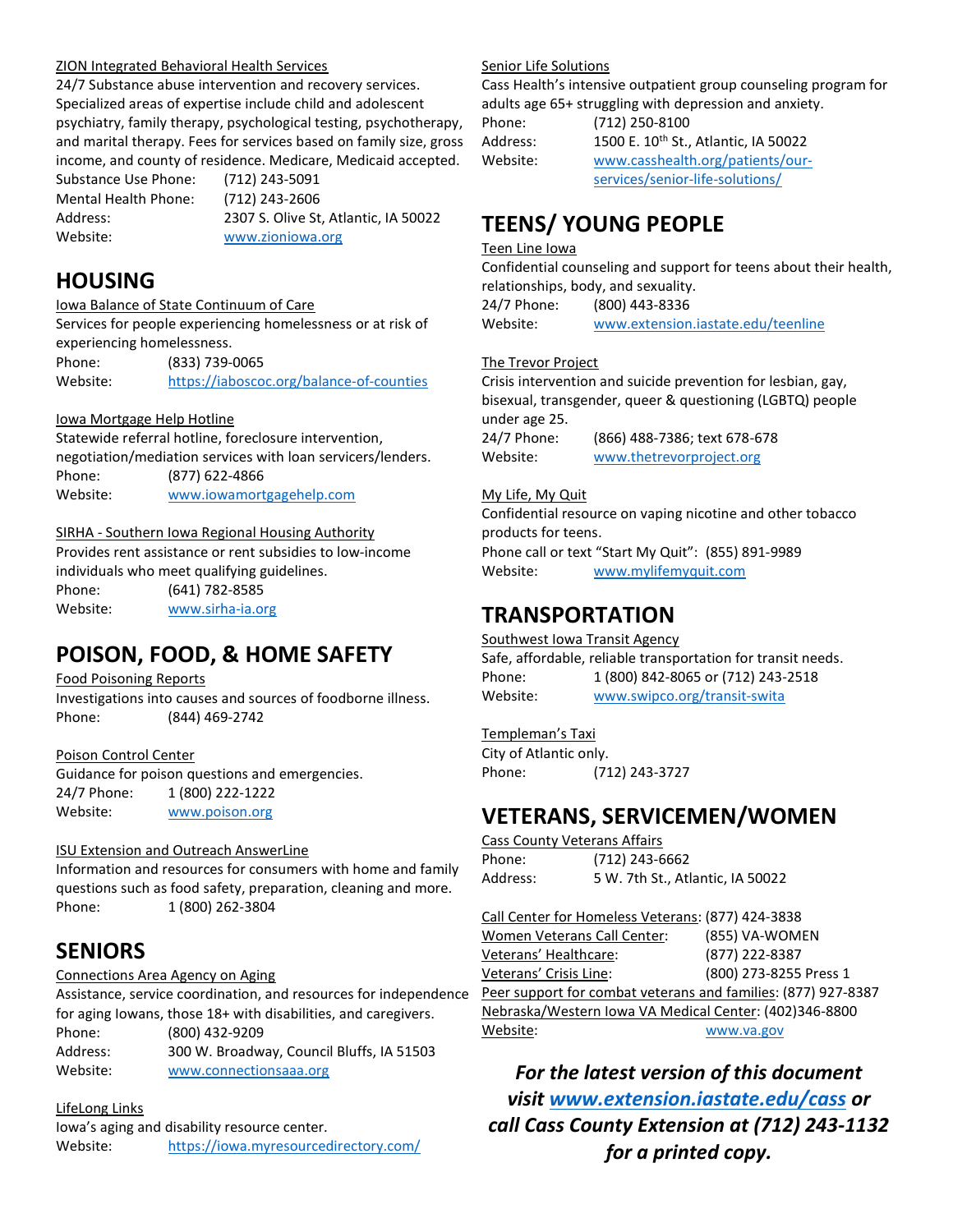ZION Integrated Behavioral Health Services

24/7 Substance abuse intervention and recovery services. Specialized areas of expertise include child and adolescent psychiatry, family therapy, psychological testing, psychotherapy, and marital therapy. Fees for services based on family size, gross income, and county of residence. Medicare, Medicaid accepted.

Substance Use Phone: (712) 243-5091
Mental Health Phone: (712) 243-2606
Address: 2307 S. Olive St, Atlantic, IA 50022
Website: www.zioniowa.org

## HOUSING

Iowa Balance of State Continuum of Care

Services for people experiencing homelessness or at risk of experiencing homelessness.

Phone: (833) 739-0065
Website: https://iaboscoc.org/balance-of-counties

Iowa Mortgage Help Hotline

Statewide referral hotline, foreclosure intervention, negotiation/mediation services with loan servicers/lenders.

Phone: (877) 622-4866
Website: www.iowamortgagehelp.com

SIRHA - Southern Iowa Regional Housing Authority

Provides rent assistance or rent subsidies to low-income individuals who meet qualifying guidelines.

Phone: (641) 782-8585
Website: www.sirha-ia.org

## POISON, FOOD, & HOME SAFETY

Food Poisoning Reports

Investigations into causes and sources of foodborne illness.

Phone: (844) 469-2742

Poison Control Center

Guidance for poison questions and emergencies.

24/7 Phone: 1 (800) 222-1222
Website: www.poison.org

ISU Extension and Outreach AnswerLine

Information and resources for consumers with home and family questions such as food safety, preparation, cleaning and more.

Phone: 1 (800) 262-3804

## SENIORS

Connections Area Agency on Aging

Assistance, service coordination, and resources for independence for aging Iowans, those 18+ with disabilities, and caregivers.

Phone: (800) 432-9209
Address: 300 W. Broadway, Council Bluffs, IA 51503
Website: www.connectionsaaa.org

LifeLong Links

Iowa's aging and disability resource center.

Website: https://iowa.myresourcedirectory.com/

Senior Life Solutions

Cass Health's intensive outpatient group counseling program for adults age 65+ struggling with depression and anxiety.

Phone: (712) 250-8100
Address: 1500 E. 10th St., Atlantic, IA 50022
Website: www.casshealth.org/patients/our-services/senior-life-solutions/

## TEENS/ YOUNG PEOPLE

Teen Line Iowa

Confidential counseling and support for teens about their health, relationships, body, and sexuality.

24/7 Phone: (800) 443-8336
Website: www.extension.iastate.edu/teenline

The Trevor Project

Crisis intervention and suicide prevention for lesbian, gay, bisexual, transgender, queer & questioning (LGBTQ) people under age 25.

24/7 Phone: (866) 488-7386; text 678-678
Website: www.thetrevorproject.org

My Life, My Quit

Confidential resource on vaping nicotine and other tobacco products for teens.

Phone call or text "Start My Quit": (855) 891-9989
Website: www.mylifemyquit.com

## TRANSPORTATION

Southwest Iowa Transit Agency

Safe, affordable, reliable transportation for transit needs.

Phone: 1 (800) 842-8065 or (712) 243-2518
Website: www.swipco.org/transit-swita

Templeman's Taxi

City of Atlantic only.

Phone: (712) 243-3727

## VETERANS, SERVICEMEN/WOMEN

Cass County Veterans Affairs

Phone: (712) 243-6662
Address: 5 W. 7th St., Atlantic, IA 50022

Call Center for Homeless Veterans: (877) 424-3838
Women Veterans Call Center: (855) VA-WOMEN
Veterans' Healthcare: (877) 222-8387
Veterans' Crisis Line: (800) 273-8255 Press 1
Peer support for combat veterans and families: (877) 927-8387
Nebraska/Western Iowa VA Medical Center: (402)346-8800
Website: www.va.gov

***For the latest version of this document visit www.extension.iastate.edu/cass or call Cass County Extension at (712) 243-1132 for a printed copy.***